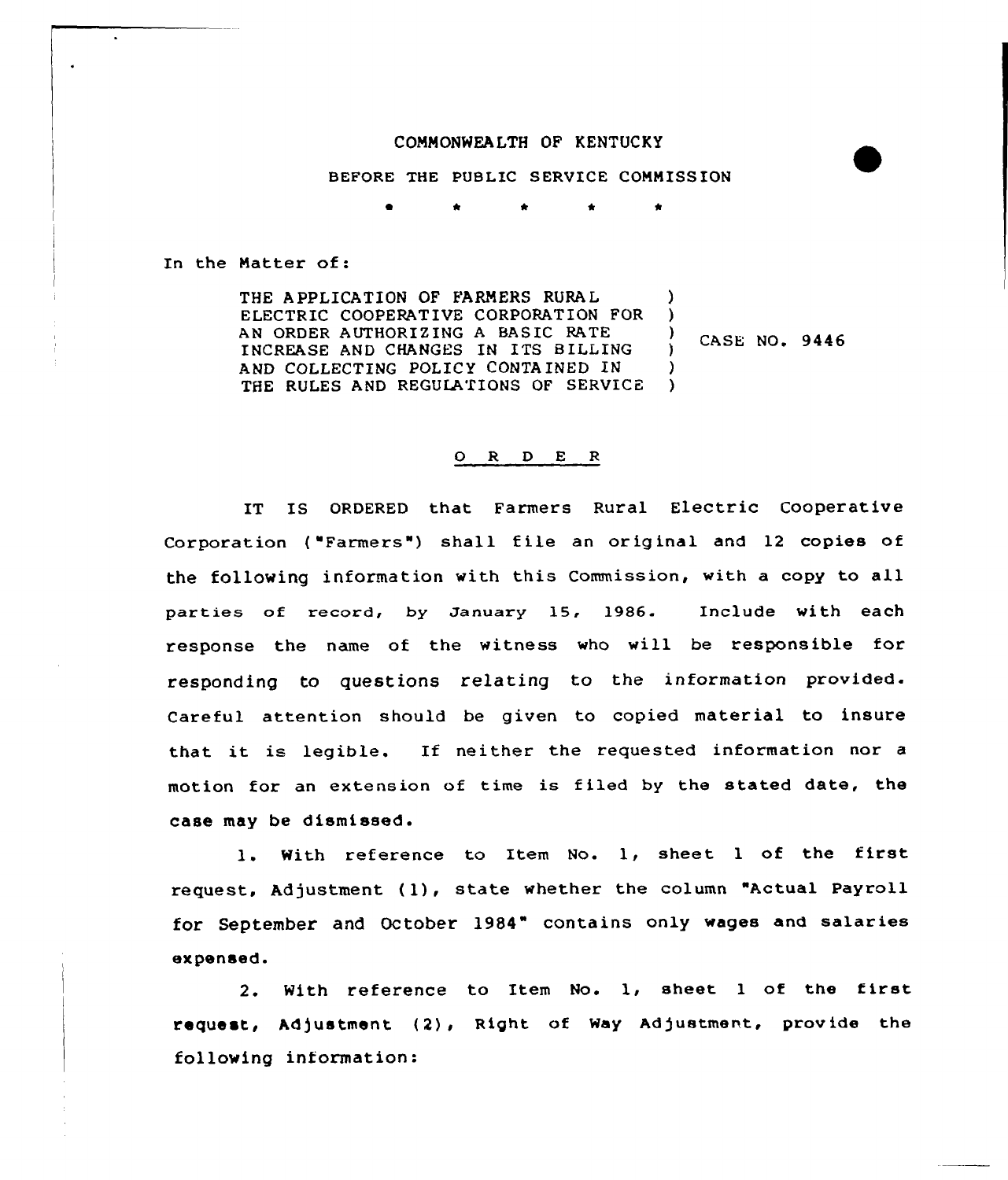COMMONWEALTH OF KENTUCKY

BEFORE THE PUBLIC SERVICE COMMISSION

\* \* \* \* \*

In the Matter of:

| | | |
|---|---|---|
| THE APPLICATION OF FARMERS RURAL ELECTRIC COOPERATIVE CORPORATION FOR AN ORDER AUTHORIZING A BASIC RATE INCREASE AND CHANGES IN ITS BILLING AND COLLECTING POLICY CONTAINED IN THE RULES AND REGULATIONS OF SERVICE | ) | CASE NO. 9446 |

## O R D E R

IT IS ORDERED that Farmers Rural Electric Cooperative Corporation ("Farmers") shall file an original and 12 copies of the following information with this Commission, with a copy to all parties of record, by January 15, 1986. Include with each response the name of the witness who will be responsible for responding to questions relating to the information provided. Careful attention should be given to copied material to insure that it is legible. If neither the requested information nor a motion for an extension of time is filed by the stated date, the case may be dismissed.

1. With reference to Item No. 1, sheet 1 of the first request, Adjustment (1), state whether the column "Actual Payroll for September and October 1984" contains only wages and salaries expensed.

2. With reference to Item No. 1, sheet 1 of the first request, Adjustment (2), Right of Way Adjustment, provide the following information: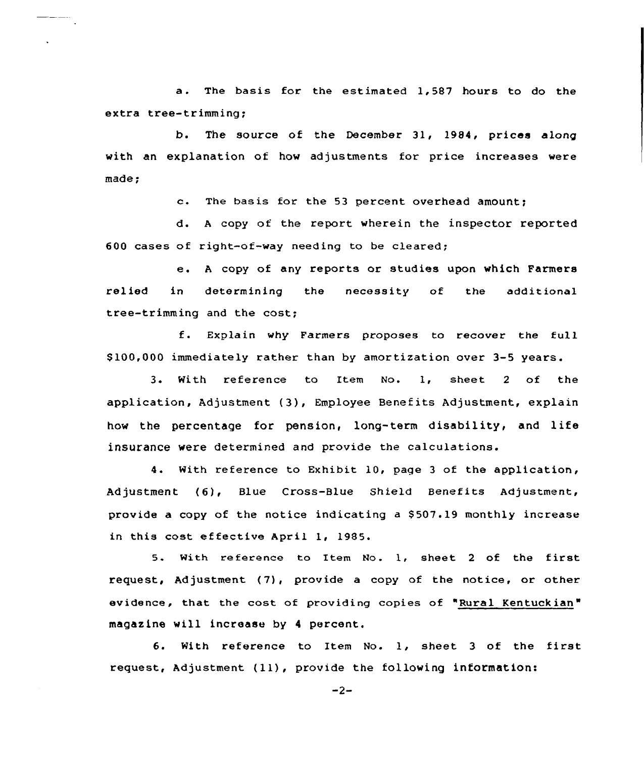a. The basis for the estimated 1,587 hours to do the extra tree-trimming;

b. The source of the December 31, 1984, prices along with an explanation of how adjustments for price increases were made;

c. The basis for the 53 percent overhead amount;

d. A copy of the report wherein the inspector reported 600 cases of right-of-way needing to be cleared;

e. A copy of any reports or studies upon which Farmers relied in determining the necessity of the additional tree-trimming and the cost;

f. Explain why Farmers proposes to recover the full $100,000 immediately rather than by amortization over 3-5 years.

3. With reference to Item No. 1, sheet 2 of the application, Adjustment (3), Employee Benefits Adjustment, explain how the percentage for pension, long-term disability, and life insurance were determined and provide the calculations.

4. With reference to Exhibit 10, page 3 of the application, Adjustment (6), Blue Cross-Blue Shield Benefits Adjustment, provide a copy of the notice indicating a $507.19 monthly increase in this cost effective April 1, 1985.

5. With reference to Item No. 1, sheet 2 of the first request, Adjustment (7), provide a copy of the notice, or other evidence, that the cost of providing copies of "Rural Kentuckian" magazine will increase by 4 percent.

6. With reference to Item No. 1, sheet 3 of the first request, Adjustment (11), provide the following information: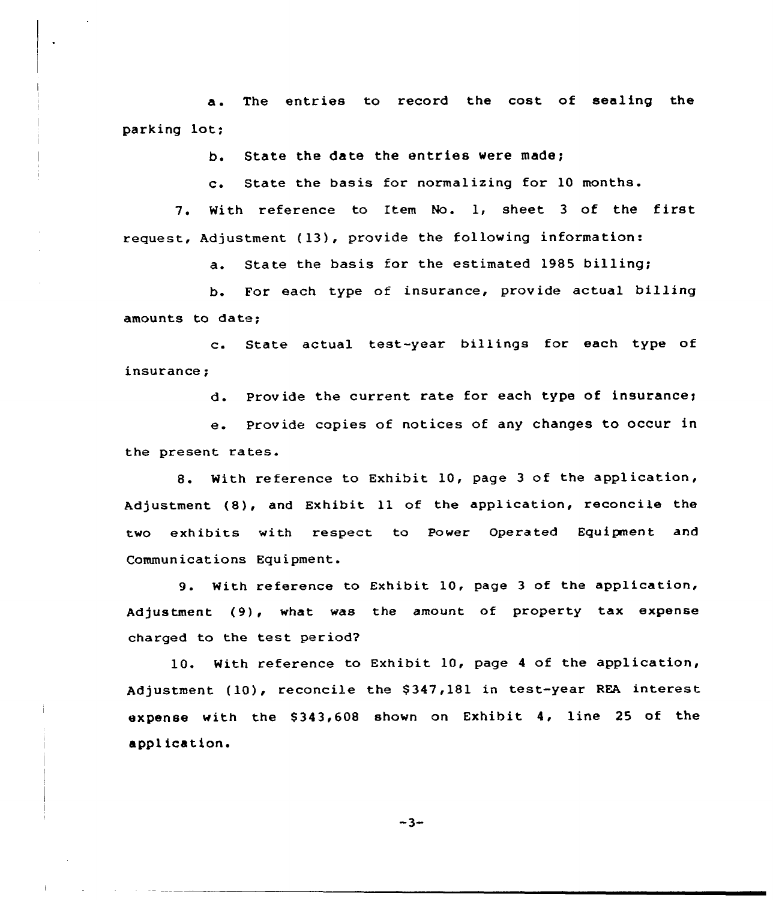a. The entries to record the cost of sealing the parking lot;

b. State the date the entries were made;

c. State the basis for normalizing for 10 months.

7. With reference to Item No. 1, sheet 3 of the first request, Adjustment (13), provide the following information:

a. State the basis for the estimated 1985 billing;

b. For each type of insurance, provide actual billing amounts to date;

c. State actual test-year billings for each type of insurance;

d. Provide the current rate for each type of insurance;

e. Provide copies of notices of any changes to occur in the present rates.

8. With reference to Exhibit 10, page 3 of the application, Adjustment (8), and Exhibit 11 of the application, reconcile the two exhibits with respect to Power Operated Equipment and Communications Equipment.

9. With reference to Exhibit 10, page 3 of the application, Adjustment (9), what was the amount of property tax expense charged to the test period?

10. With reference to Exhibit 10, page 4 of the application, Adjustment (10), reconcile the $347,181 in test-year REA interest expense with the $343,608 shown on Exhibit 4, line 25 of the application.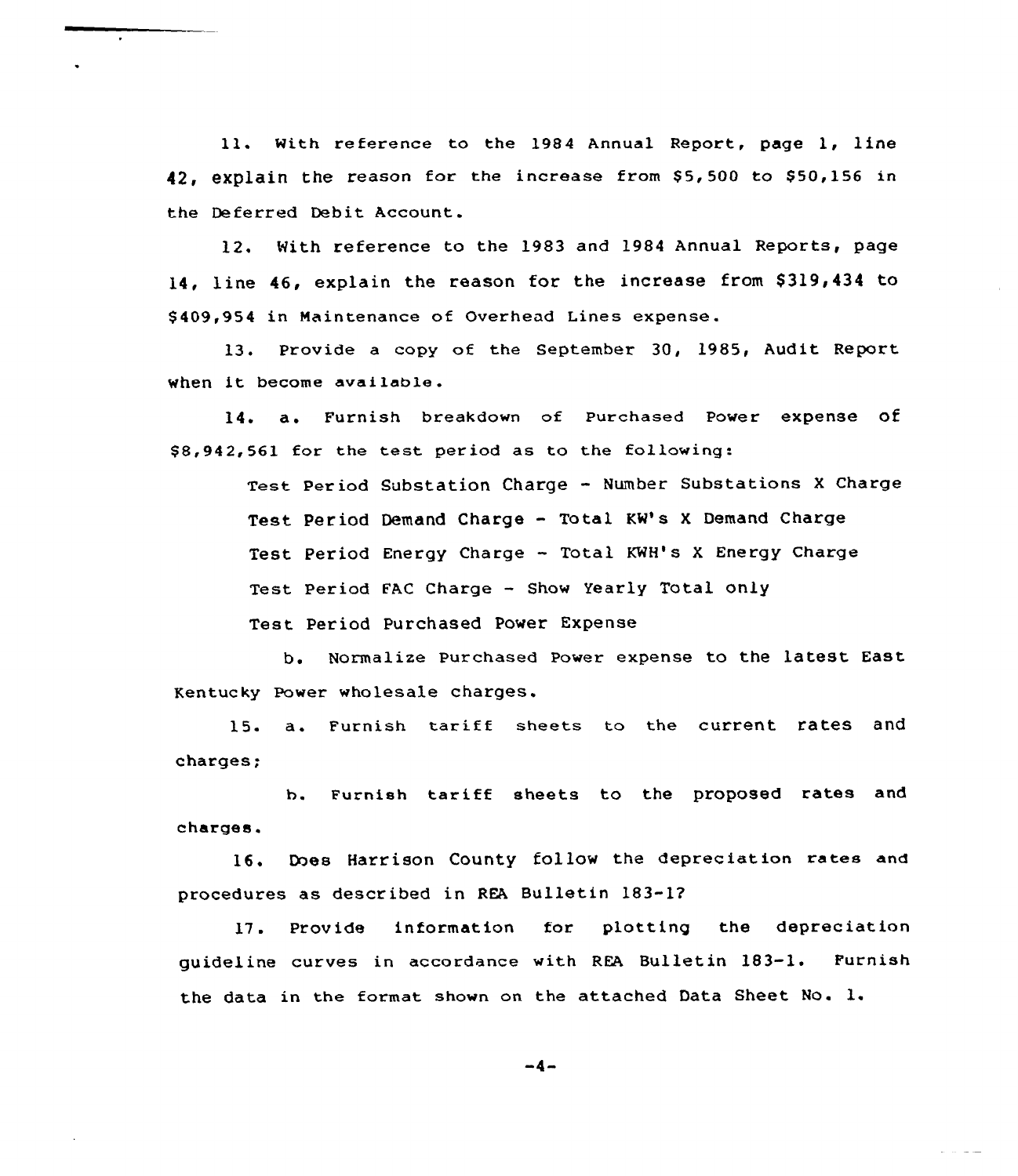11. With reference to the 1984 Annual Report, page 1, line 42, explain the reason for the increase from $5,500 to $50,156 in the Deferred Debit Account.

12. With reference to the 1983 and 1984 Annual Reports, page 14, line 46, explain the reason for the increase from $319,434 to $409,954 in Maintenance of Overhead Lines expense.

13. Provide a copy of the September 30, 1985, Audit Report when it become available.

14. a. Furnish breakdown of Purchased Power expense of $8,942,561 for the test period as to the following:

Test Period Substation Charge - Number Substations X Charge

Test Period Demand Charge - Total KW's X Demand Charge

Test Period Energy Charge - Total KWH's X Energy Charge

Test Period FAC Charge - Show Yearly Total only

Test Period Purchased Power Expense

b. Normalize Purchased Power expense to the latest East Kentucky Power wholesale charges.

15. a. Furnish tariff sheets to the current rates and charges;

b. Furnish tariff sheets to the proposed rates and charges.

16. Does Harrison County follow the depreciation rates and procedures as described in REA Bulletin 183-1?

17. Provide information for plotting the depreciation guideline curves in accordance with REA Bulletin 183-1. Furnish the data in the format shown on the attached Data Sheet No. 1.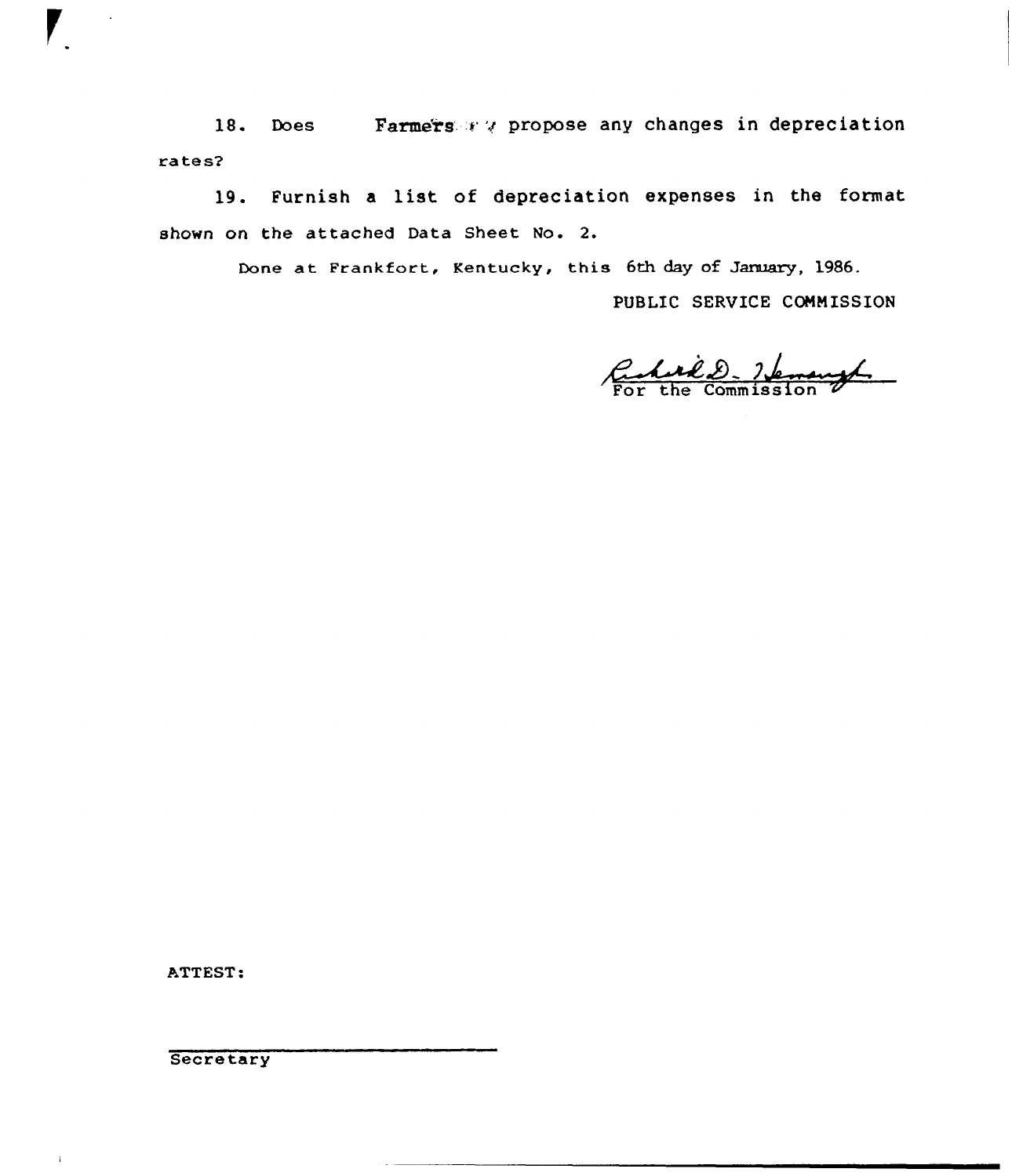18. Does Farmers propose any changes in depreciation rates?

19. Furnish a list of depreciation expenses in the format shown on the attached Data Sheet No. 2.

Done at Frankfort, Kentucky, this 6th day of January, 1986.

PUBLIC SERVICE COMMISSION

For the Commission

ATTEST:

Secretary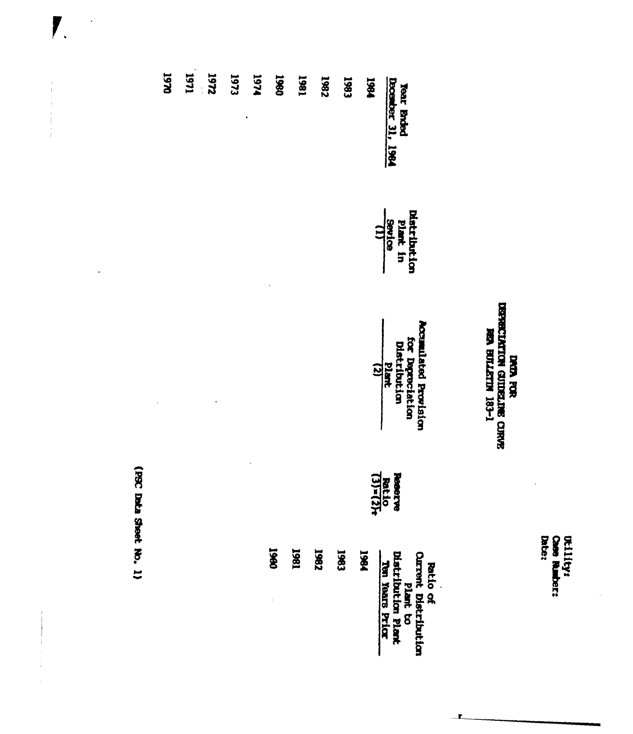Utility:
Case Number:
Date:

# DATA FOR
# DEPRECIATION GUIDELINE CURVE
# REA BULLETIN 183-1

| Year Ended December 31, 1984 | Distribution Plant in Sevice (1) | Accumulated Provision for Depreciation Distribution Plant (2) | Reserve Ratio (3)=(2)÷ | Ratio of Current Distribution Plant to Distribution Plant Ten Years Prior |
|---|---|---|---|---|
| 1984 | | | | 1984 |
| 1983 | | | | 1983 |
| 1982 | | | | 1982 |
| 1981 | | | | 1981 |
| 1980 | | | | 1980 |
| 1974 | | | | |
| 1973 | | | | |
| 1972 | | | | |
| 1971 | | | | |
| 1970 | | | | |

(PSC Data Sheet No. 1)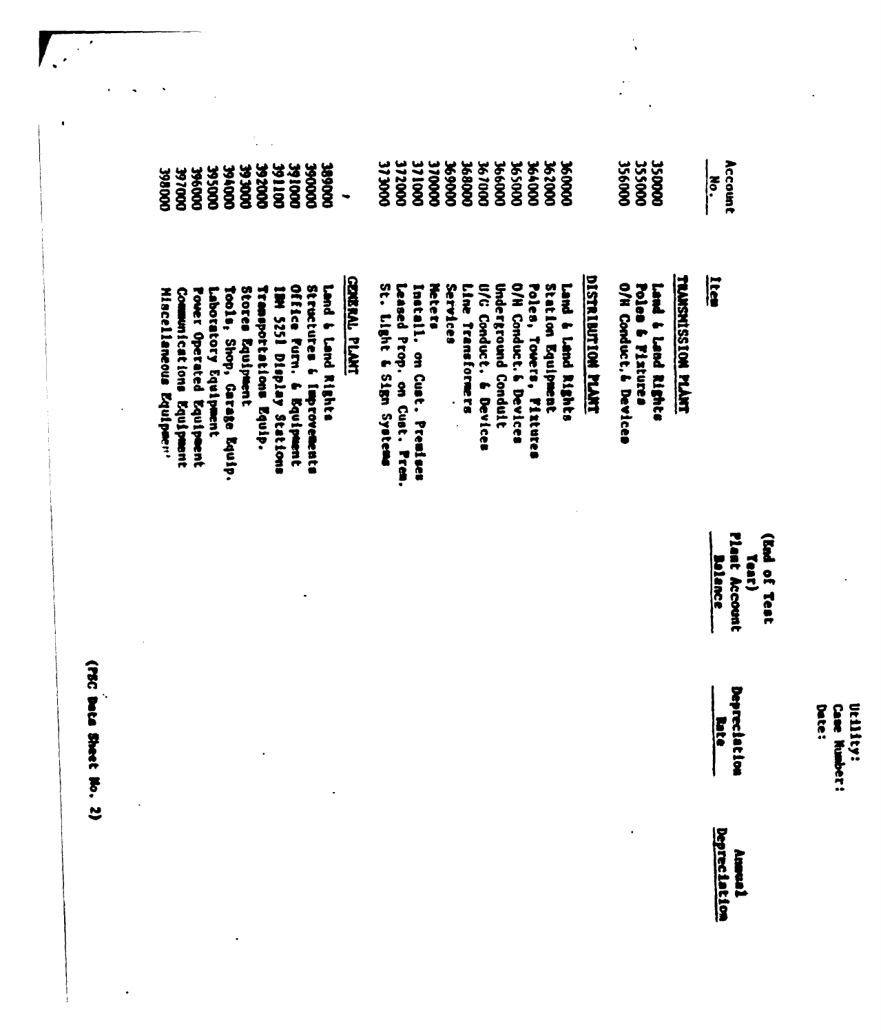Utility:
Case Number:
Date:

| Account No. | Item | (End of Test Year) Plant Account Balance | Depreciation Rate | Annual Depreciation |
|---|---|---|---|---|
| | **TRANSMISSION PLANT** | | | |
| 350000 | Land & Land Rights | | | |
| 355000 | Poles & Fixtures | | | |
| 356000 | O/H Conduct.& Devices | | | |
| | **DISTRIBUTION PLANT** | | | |
| 360000 | Land & Land Rights | | | |
| 362000 | Station Equipment | | | |
| 364000 | Poles, Towers, Fixtures | | | |
| 365000 | O/H Conduct.& Devices | | | |
| 366000 | Underground Conduit | | | |
| 367000 | U/G Conduct. & Devices | | | |
| 368000 | Line Transformers | | | |
| 369000 | Services | | | |
| 370000 | Meters | | | |
| 371000 | Install. on Cust. Premises | | | |
| 372000 | Leased Prop. on Cust. Prem. | | | |
| 373000 | St. Light & Sign Systems | | | |
| | **GENERAL PLANT** | | | |
| 389000 | Land & Land Rights | | | |
| 390000 | Structures & Improvements | | | |
| 391000 | Office Furn. & Equipment | | | |
| 391100 | IBM 5251 Display Stations | | | |
| 392000 | Transportation Equip. | | | |
| 393000 | Stores Equipment | | | |
| 394000 | Tools, Shop, Garage Equip. | | | |
| 395000 | Laboratory Equipment | | | |
| 396000 | Power Operated Equipment | | | |
| 397000 | Communications Equipment | | | |
| 398000 | Miscellaneous Equipment | | | |

(PSC Data Sheet No. 2)